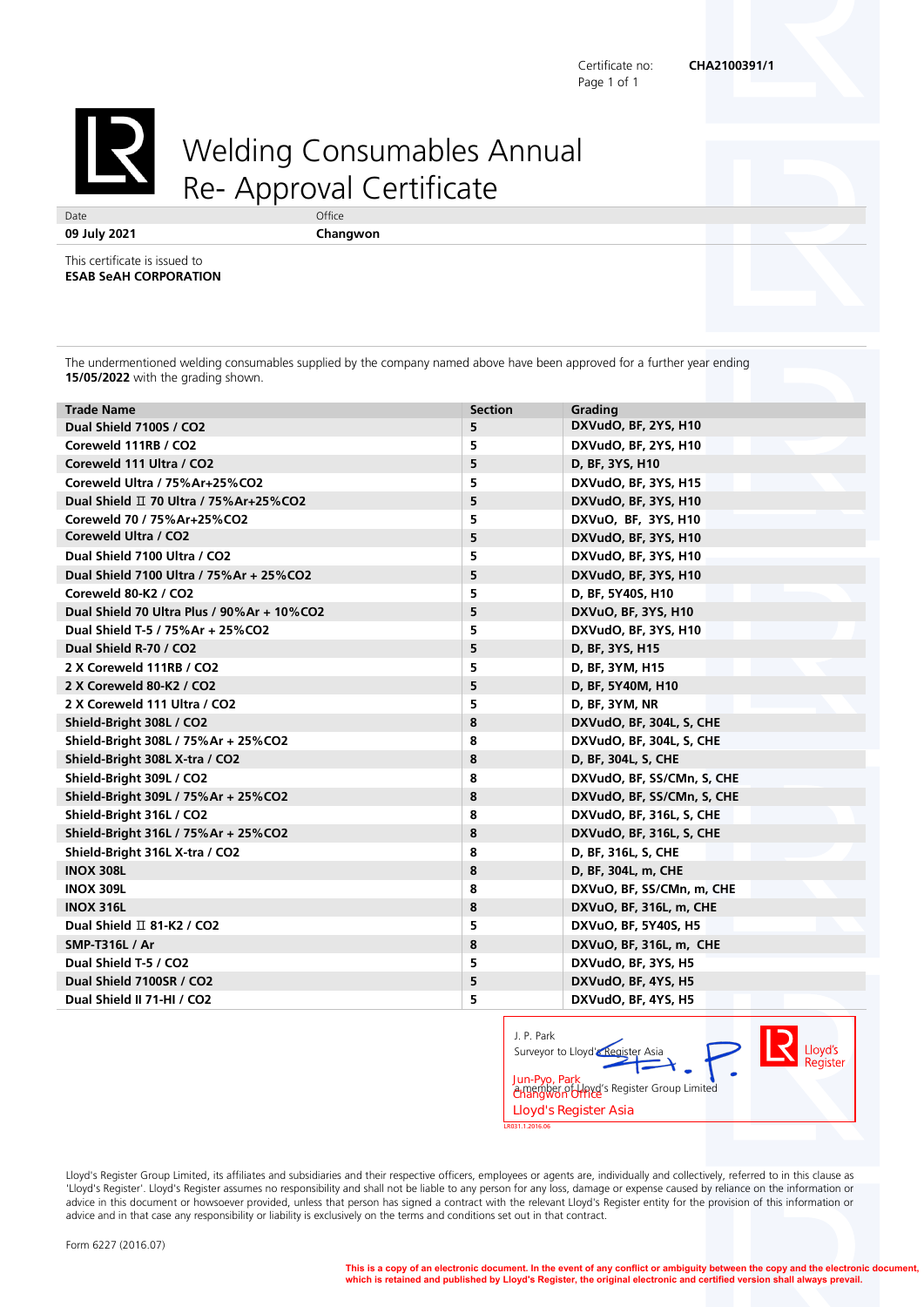Certificate no: **CHA2100391/1**

# Welding Consumables Annual Re- Approval Certificate

| Date | Office |
|---|---|
| **09 July 2021** | **Changwon** |

This certificate is issued to
**ESAB SeAH CORPORATION**

The undermentioned welding consumables supplied by the company named above have been approved for a further year ending **15/05/2022** with the grading shown.

| Trade Name | Section | Grading |
|---|---|---|
| Dual Shield 7100S / CO2 | 5 | DXVudO, BF, 2YS, H10 |
| Coreweld 111RB / CO2 | 5 | DXVudO, BF, 2YS, H10 |
| Coreweld 111 Ultra / CO2 | 5 | D, BF, 3YS, H10 |
| Coreweld Ultra / 75%Ar+25%CO2 | 5 | DXVudO, BF, 3YS, H15 |
| Dual Shield Ⅱ 70 Ultra / 75%Ar+25%CO2 | 5 | DXVudO, BF, 3YS, H10 |
| Coreweld 70 / 75%Ar+25%CO2 | 5 | DXVuO, BF, 3YS, H10 |
| Coreweld Ultra / CO2 | 5 | DXVudO, BF, 3YS, H10 |
| Dual Shield 7100 Ultra / CO2 | 5 | DXVudO, BF, 3YS, H10 |
| Dual Shield 7100 Ultra / 75%Ar + 25%CO2 | 5 | DXVudO, BF, 3YS, H10 |
| Coreweld 80-K2 / CO2 | 5 | D, BF, 5Y40S, H10 |
| Dual Shield 70 Ultra Plus / 90%Ar + 10%CO2 | 5 | DXVuO, BF, 3YS, H10 |
| Dual Shield T-5 / 75%Ar + 25%CO2 | 5 | DXVudO, BF, 3YS, H10 |
| Dual Shield R-70 / CO2 | 5 | D, BF, 3YS, H15 |
| 2 X Coreweld 111RB / CO2 | 5 | D, BF, 3YM, H15 |
| 2 X Coreweld 80-K2 / CO2 | 5 | D, BF, 5Y40M, H10 |
| 2 X Coreweld 111 Ultra / CO2 | 5 | D, BF, 3YM, NR |
| Shield-Bright 308L / CO2 | 8 | DXVudO, BF, 304L, S, CHE |
| Shield-Bright 308L / 75%Ar + 25%CO2 | 8 | DXVudO, BF, 304L, S, CHE |
| Shield-Bright 308L X-tra / CO2 | 8 | D, BF, 304L, S, CHE |
| Shield-Bright 309L / CO2 | 8 | DXVudO, BF, SS/CMn, S, CHE |
| Shield-Bright 309L / 75%Ar + 25%CO2 | 8 | DXVudO, BF, SS/CMn, S, CHE |
| Shield-Bright 316L / CO2 | 8 | DXVudO, BF, 316L, S, CHE |
| Shield-Bright 316L / 75%Ar + 25%CO2 | 8 | DXVudO, BF, 316L, S, CHE |
| Shield-Bright 316L X-tra / CO2 | 8 | D, BF, 316L, S, CHE |
| INOX 308L | 8 | D, BF, 304L, m, CHE |
| INOX 309L | 8 | DXVuO, BF, SS/CMn, m, CHE |
| INOX 316L | 8 | DXVuO, BF, 316L, m, CHE |
| Dual Shield Ⅱ 81-K2 / CO2 | 5 | DXVuO, BF, 5Y40S, H5 |
| SMP-T316L / Ar | 8 | DXVuO, BF, 316L, m, CHE |
| Dual Shield T-5 / CO2 | 5 | DXVudO, BF, 3YS, H5 |
| Dual Shield 7100SR / CO2 | 5 | DXVudO, BF, 4YS, H5 |
| Dual Shield II 71-HI / CO2 | 5 | DXVudO, BF, 4YS, H5 |

J. P. Park
Surveyor to Lloyd's Register Asia
a member of Lloyd's Register Group Limited

Jun-Pyo, Park
Changwon Office
Lloyd's Register Asia

Lloyd's Register

LR031.1.2016.06

Lloyd's Register Group Limited, its affiliates and subsidiaries and their respective officers, employees or agents are, individually and collectively, referred to in this clause as 'Lloyd's Register'. Lloyd's Register assumes no responsibility and shall not be liable to any person for any loss, damage or expense caused by reliance on the information or advice in this document or howsoever provided, unless that person has signed a contract with the relevant Lloyd's Register entity for the provision of this information or advice and in that case any responsibility or liability is exclusively on the terms and conditions set out in that contract.

Form 6227 (2016.07)

**This is a copy of an electronic document. In the event of any conflict or ambiguity between the copy and the electronic document, which is retained and published by Lloyd's Register, the original electronic and certified version shall always prevail.**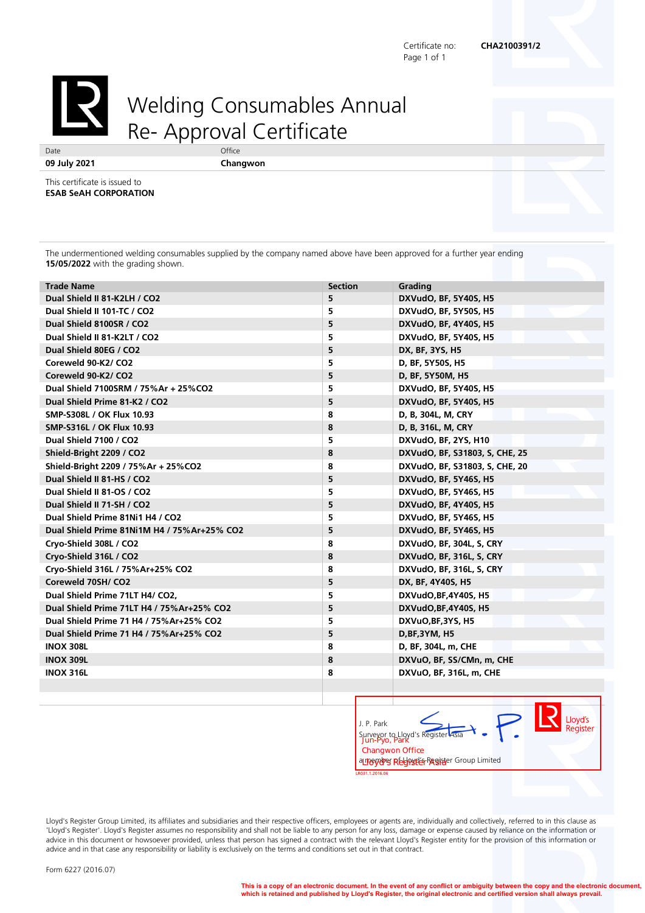Certificate no: **CHA2100391/2**

# Welding Consumables Annual Re- Approval Certificate

| Date | Office |
|---|---|
| **09 July 2021** | **Changwon** |

This certificate is issued to
**ESAB SeAH CORPORATION**

The undermentioned welding consumables supplied by the company named above have been approved for a further year ending **15/05/2022** with the grading shown.

| Trade Name | Section | Grading |
|---|---|---|
| **Dual Shield II 81-K2LH / CO2** | **5** | **DXVudO, BF, 5Y40S, H5** |
| **Dual Shield II 101-TC / CO2** | **5** | **DXVudO, BF, 5Y50S, H5** |
| **Dual Shield 8100SR / CO2** | **5** | **DXVudO, BF, 4Y40S, H5** |
| **Dual Shield II 81-K2LT / CO2** | **5** | **DXVudO, BF, 5Y40S, H5** |
| **Dual Shield 80EG / CO2** | **5** | **DX, BF, 3YS, H5** |
| **Coreweld 90-K2/ CO2** | **5** | **D, BF, 5Y50S, H5** |
| **Coreweld 90-K2/ CO2** | **5** | **D, BF, 5Y50M, H5** |
| **Dual Shield 7100SRM / 75%Ar + 25%CO2** | **5** | **DXVudO, BF, 5Y40S, H5** |
| **Dual Shield Prime 81-K2 / CO2** | **5** | **DXVudO, BF, 5Y40S, H5** |
| **SMP-S308L / OK Flux 10.93** | **8** | **D, B, 304L, M, CRY** |
| **SMP-S316L / OK Flux 10.93** | **8** | **D, B, 316L, M, CRY** |
| **Dual Shield 7100 / CO2** | **5** | **DXVudO, BF, 2YS, H10** |
| **Shield-Bright 2209 / CO2** | **8** | **DXVudO, BF, S31803, S, CHE, 25** |
| **Shield-Bright 2209 / 75%Ar + 25%CO2** | **8** | **DXVudO, BF, S31803, S, CHE, 20** |
| **Dual Shield II 81-HS / CO2** | **5** | **DXVudO, BF, 5Y46S, H5** |
| **Dual Shield II 81-OS / CO2** | **5** | **DXVudO, BF, 5Y46S, H5** |
| **Dual Shield II 71-SH / CO2** | **5** | **DXVudO, BF, 4Y40S, H5** |
| **Dual Shield Prime 81Ni1 H4 / CO2** | **5** | **DXVudO, BF, 5Y46S, H5** |
| **Dual Shield Prime 81Ni1M H4 / 75%Ar+25% CO2** | **5** | **DXVudO, BF, 5Y46S, H5** |
| **Cryo-Shield 308L / CO2** | **8** | **DXVudO, BF, 304L, S, CRY** |
| **Cryo-Shield 316L / CO2** | **8** | **DXVudO, BF, 316L, S, CRY** |
| **Cryo-Shield 316L / 75%Ar+25% CO2** | **8** | **DXVudO, BF, 316L, S, CRY** |
| **Coreweld 70SH/ CO2** | **5** | **DX, BF, 4Y40S, H5** |
| **Dual Shield Prime 71LT H4/ CO2,** | **5** | **DXVudO,BF,4Y40S, H5** |
| **Dual Shield Prime 71LT H4 / 75%Ar+25% CO2** | **5** | **DXVudO,BF,4Y40S, H5** |
| **Dual Shield Prime 71 H4 / 75%Ar+25% CO2** | **5** | **DXVuO,BF,3YS, H5** |
| **Dual Shield Prime 71 H4 / 75%Ar+25% CO2** | **5** | **D,BF,3YM, H5** |
| **INOX 308L** | **8** | **D, BF, 304L, m, CHE** |
| **INOX 309L** | **8** | **DXVuO, BF, SS/CMn, m, CHE** |
| **INOX 316L** | **8** | **DXVuO, BF, 316L, m, CHE** |

J. P. Park
Surveyor to Lloyd's Register Asia
a member of the Lloyd's Register Group Limited

Jun-Pyo, Park
Changwon Office
Lloyd's Register Asia

Lloyd's Register

LR031.1.2016.06

Lloyd's Register Group Limited, its affiliates and subsidiaries and their respective officers, employees or agents are, individually and collectively, referred to in this clause as 'Lloyd's Register'. Lloyd's Register assumes no responsibility and shall not be liable to any person for any loss, damage or expense caused by reliance on the information or advice in this document or howsoever provided, unless that person has signed a contract with the relevant Lloyd's Register entity for the provision of this information or advice and in that case any responsibility or liability is exclusively on the terms and conditions set out in that contract.

Form 6227 (2016.07)

**This is a copy of an electronic document. In the event of any conflict or ambiguity between the copy and the electronic document, which is retained and published by Lloyd's Register, the original electronic and certified version shall always prevail.**